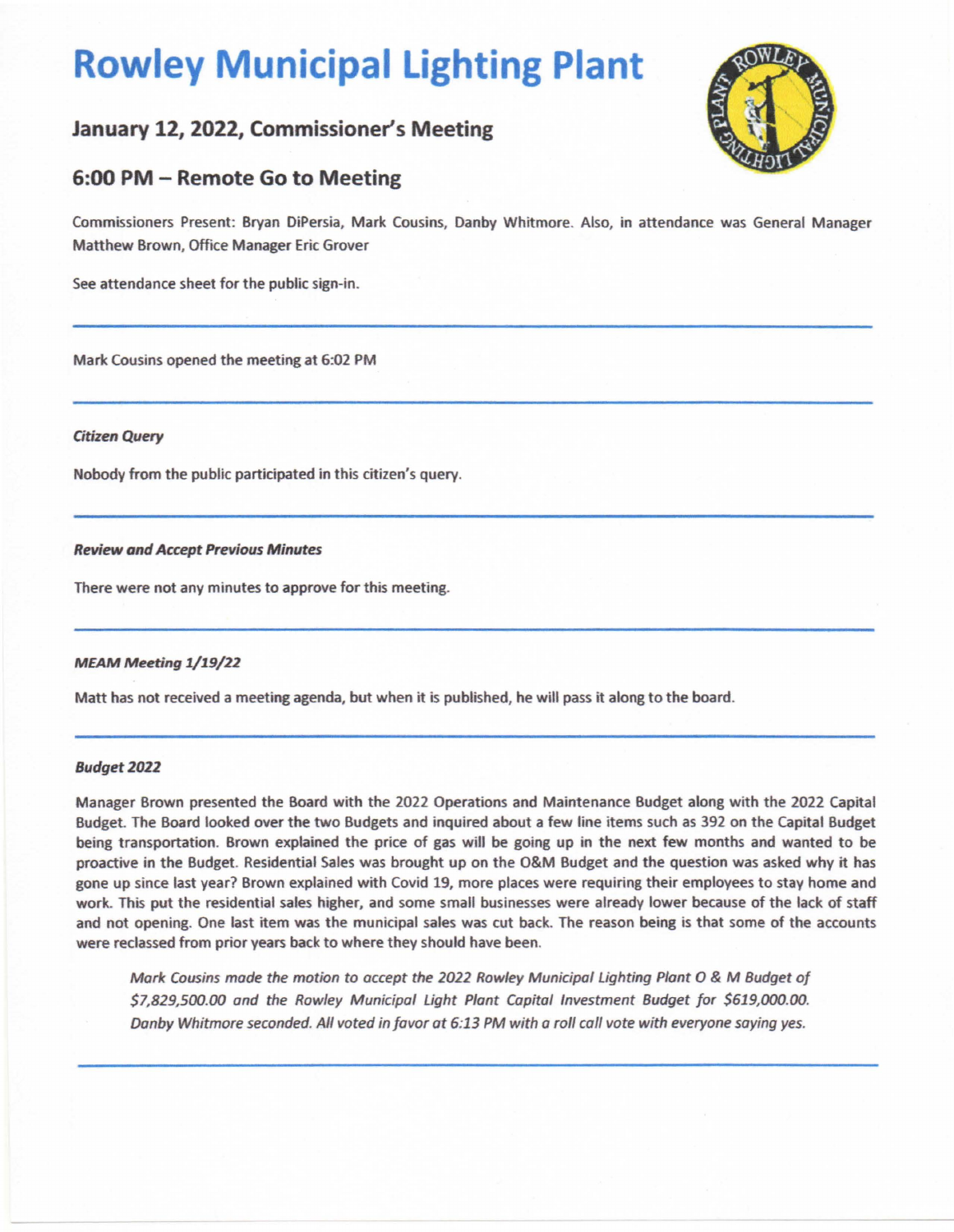# Rowley Municipal Lighting Plant

## January 12, 2022, Commissioner's Meeting

## 6:00 PM – Remote Go to Meeting

Commissioners Present: Bryan DiPersia, Mark Cousins, Danby Whitmore. Also, in attendance was General Manager Matthew Brown, Office Manager Eric Grover

See attendance sheet for the public sign-in.

---

Mark Cousins opened the meeting at 6:02 PM

---

***Citizen Query***

Nobody from the public participated in this citizen's query.

---

***Review and Accept Previous Minutes***

There were not any minutes to approve for this meeting.

---

***MEAM Meeting 1/19/22***

Matt has not received a meeting agenda, but when it is published, he will pass it along to the board.

---

***Budget 2022***

Manager Brown presented the Board with the 2022 Operations and Maintenance Budget along with the 2022 Capital Budget. The Board looked over the two Budgets and inquired about a few line items such as 392 on the Capital Budget being transportation. Brown explained the price of gas will be going up in the next few months and wanted to be proactive in the Budget. Residential Sales was brought up on the O&M Budget and the question was asked why it has gone up since last year? Brown explained with Covid 19, more places were requiring their employees to stay home and work. This put the residential sales higher, and some small businesses were already lower because of the lack of staff and not opening. One last item was the municipal sales was cut back. The reason being is that some of the accounts were reclassed from prior years back to where they should have been.

> *Mark Cousins made the motion to accept the 2022 Rowley Municipal Lighting Plant O & M Budget of $7,829,500.00 and the Rowley Municipal Light Plant Capital Investment Budget for $619,000.00. Danby Whitmore seconded. All voted in favor at 6:13 PM with a roll call vote with everyone saying yes.*

---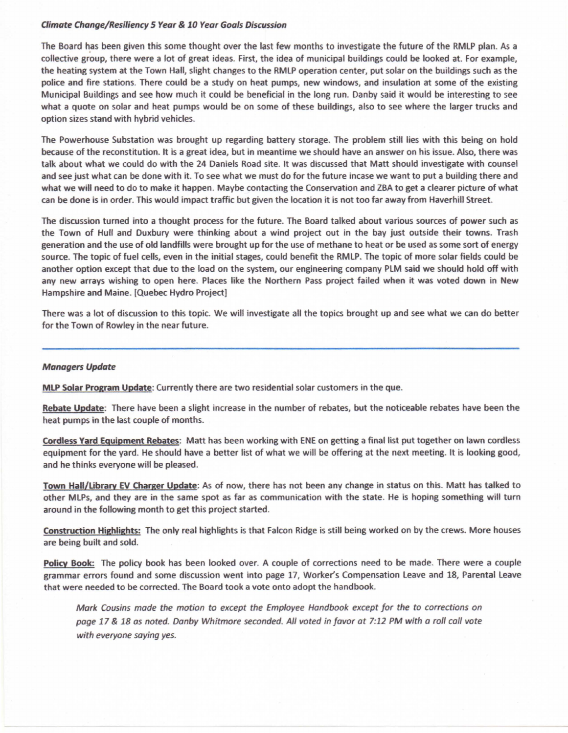### *Climate Change/Resiliency 5 Year & 10 Year Goals Discussion*

The Board has been given this some thought over the last few months to investigate the future of the RMLP plan. As a collective group, there were a lot of great ideas. First, the idea of municipal buildings could be looked at. For example, the heating system at the Town Hall, slight changes to the RMLP operation center, put solar on the buildings such as the police and fire stations. There could be a study on heat pumps, new windows, and insulation at some of the existing Municipal Buildings and see how much it could be beneficial in the long run. Danby said it would be interesting to see what a quote on solar and heat pumps would be on some of these buildings, also to see where the larger trucks and option sizes stand with hybrid vehicles.

The Powerhouse Substation was brought up regarding battery storage. The problem still lies with this being on hold because of the reconstitution. It is a great idea, but in meantime we should have an answer on his issue. Also, there was talk about what we could do with the 24 Daniels Road site. It was discussed that Matt should investigate with counsel and see just what can be done with it. To see what we must do for the future incase we want to put a building there and what we will need to do to make it happen. Maybe contacting the Conservation and ZBA to get a clearer picture of what can be done is in order. This would impact traffic but given the location it is not too far away from Haverhill Street.

The discussion turned into a thought process for the future. The Board talked about various sources of power such as the Town of Hull and Duxbury were thinking about a wind project out in the bay just outside their towns. Trash generation and the use of old landfills were brought up for the use of methane to heat or be used as some sort of energy source. The topic of fuel cells, even in the initial stages, could benefit the RMLP. The topic of more solar fields could be another option except that due to the load on the system, our engineering company PLM said we should hold off with any new arrays wishing to open here. Places like the Northern Pass project failed when it was voted down in New Hampshire and Maine. [Quebec Hydro Project]

There was a lot of discussion to this topic. We will investigate all the topics brought up and see what we can do better for the Town of Rowley in the near future.

---

### *Managers Update*

**MLP Solar Program Update**: Currently there are two residential solar customers in the que.

**Rebate Update**: There have been a slight increase in the number of rebates, but the noticeable rebates have been the heat pumps in the last couple of months.

**Cordless Yard Equipment Rebates**: Matt has been working with ENE on getting a final list put together on lawn cordless equipment for the yard. He should have a better list of what we will be offering at the next meeting. It is looking good, and he thinks everyone will be pleased.

**Town Hall/Library EV Charger Update**: As of now, there has not been any change in status on this. Matt has talked to other MLPs, and they are in the same spot as far as communication with the state. He is hoping something will turn around in the following month to get this project started.

**Construction Highlights:** The only real highlights is that Falcon Ridge is still being worked on by the crews. More houses are being built and sold.

**Policy Book:** The policy book has been looked over. A couple of corrections need to be made. There were a couple grammar errors found and some discussion went into page 17, Worker's Compensation Leave and 18, Parental Leave that were needed to be corrected. The Board took a vote onto adopt the handbook.

> *Mark Cousins made the motion to except the Employee Handbook except for the to corrections on page 17 & 18 as noted. Danby Whitmore seconded. All voted in favor at 7:12 PM with a roll call vote with everyone saying yes.*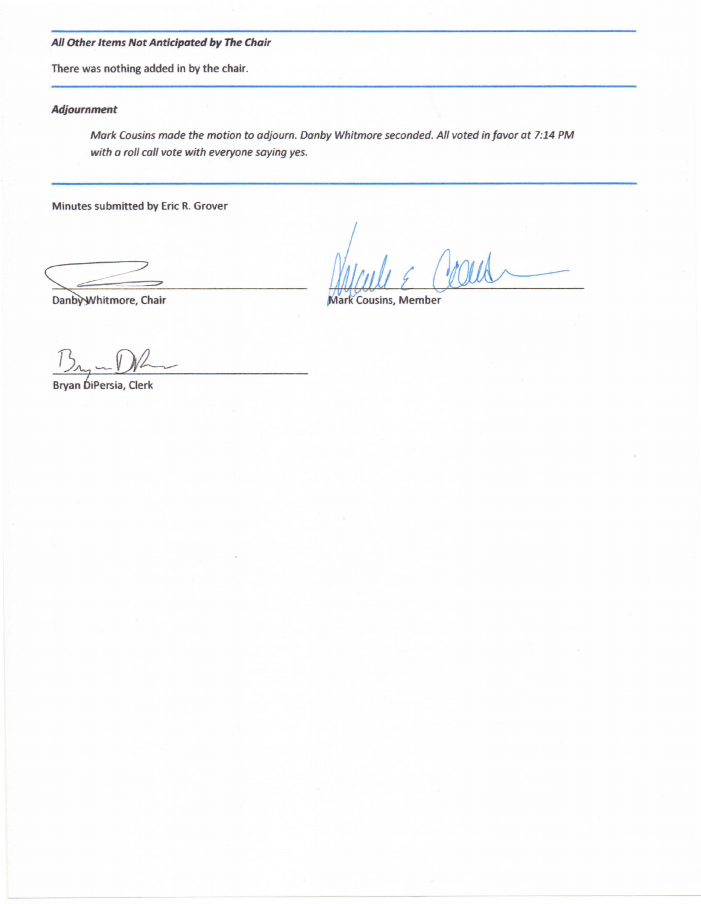***All Other Items Not Anticipated by The Chair***

There was nothing added in by the chair.

***Adjournment***

> *Mark Cousins made the motion to adjourn. Danby Whitmore seconded. All voted in favor at 7:14 PM with a roll call vote with everyone saying yes.*

Minutes submitted by Eric R. Grover

Danby Whitmore, Chair

Mark Cousins, Member

Bryan DiPersia, Clerk